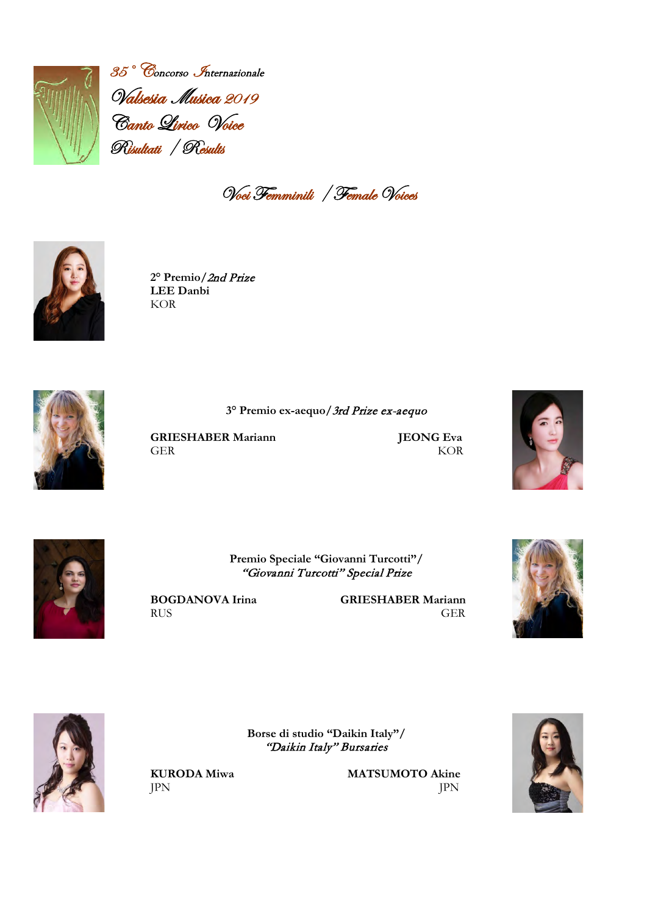# 35° Concorso Internazionale Valsesia Musica 2019

## Canto Lirico Voice

## Risultati / Results

### Voci Femminili / Female Voices

**2° Premio/** ***2nd Prize***

**LEE Danbi**
KOR

**3° Premio ex-aequo/** ***3rd Prize ex-aequo***

**GRIESHABER Mariann**
GER

**JEONG Eva**
KOR

**Premio Speciale "Giovanni Turcotti"/**
***"Giovanni Turcotti" Special Prize***

**BOGDANOVA Irina**
RUS

**GRIESHABER Mariann**
GER

**Borse di studio "Daikin Italy"/**
***"Daikin Italy" Bursaries***

**KURODA Miwa**
JPN

**MATSUMOTO Akine**
JPN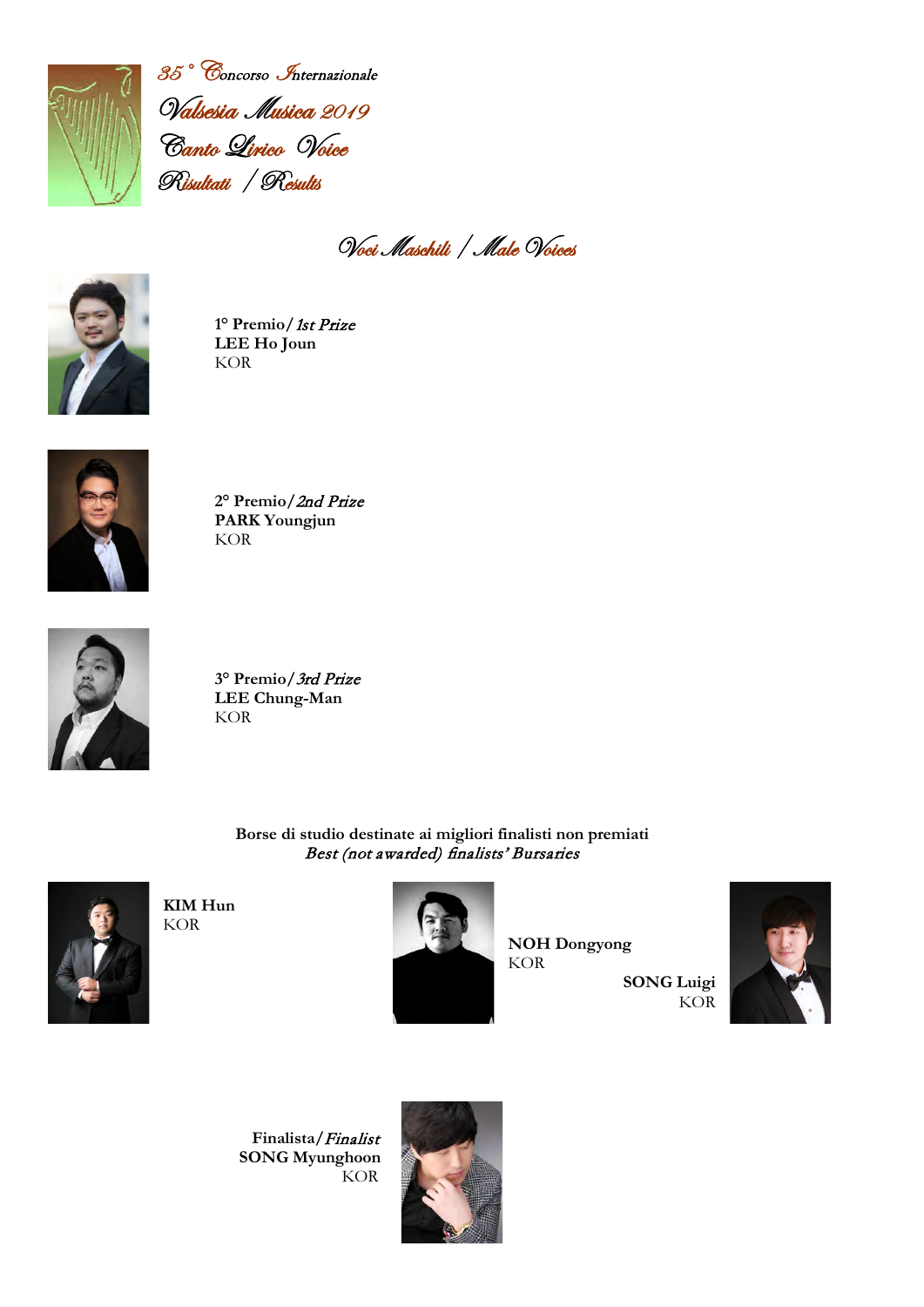*35° Concorso Internazionale*

# *Valsesia Musica 2019*

## *Canto Lirico Voice*

## *Risultati / Results*

## *Voci Maschili / Male Voices*

**1° Premio/** *1st Prize*
**LEE Ho Joun**
KOR

**2° Premio/** *2nd Prize*
**PARK Youngjun**
KOR

**3° Premio/** *3rd Prize*
**LEE Chung-Man**
KOR

**Borse di studio destinate ai migliori finalisti non premiati**
***Best (not awarded) finalists' Bursaries***

**KIM Hun**
KOR

**NOH Dongyong**
KOR

**SONG Luigi**
KOR

**Finalista/** ***Finalist***
**SONG Myunghoon**
KOR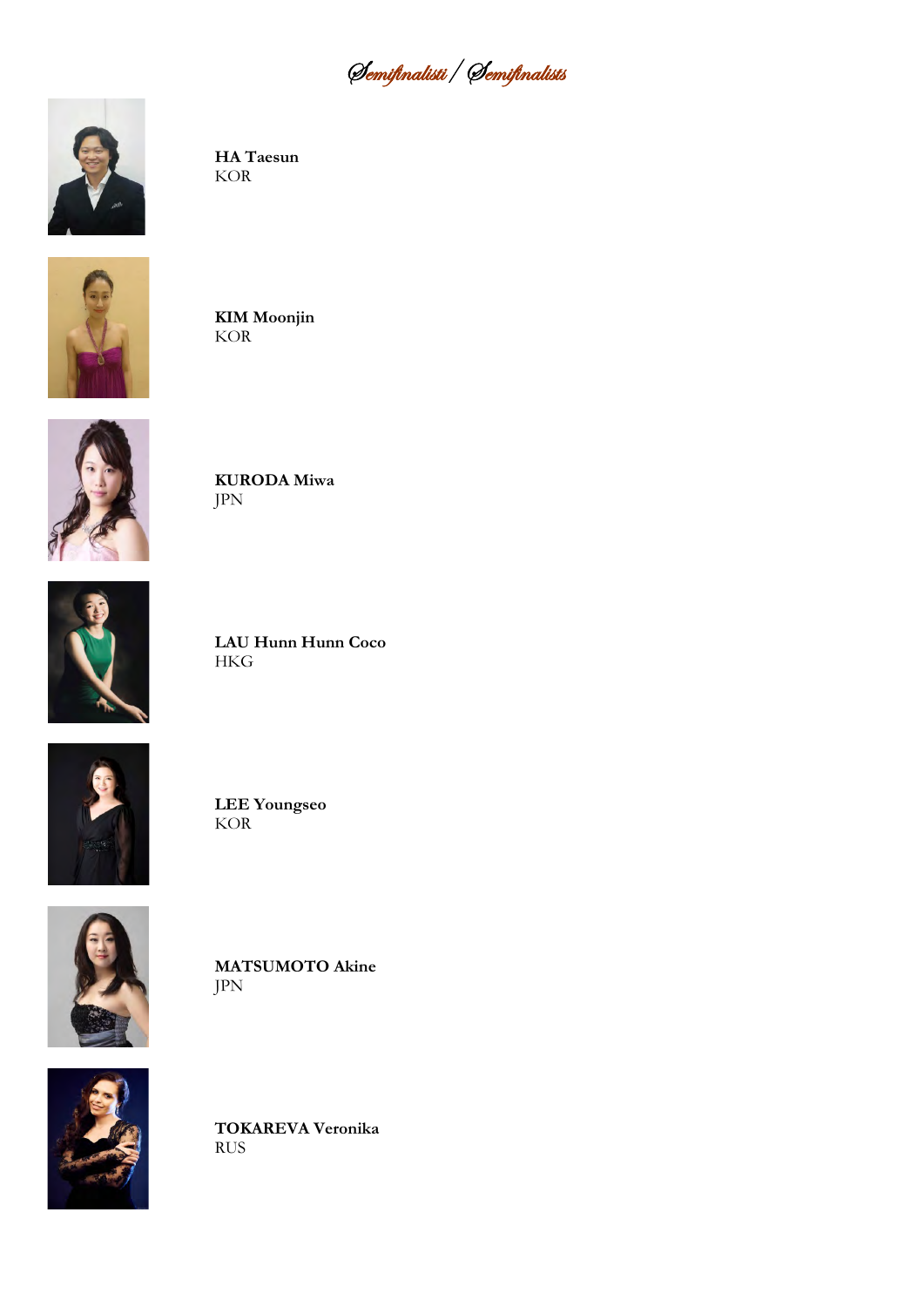# Semifinalisti / Semifinalists

**HA Taesun**
KOR

**KIM Moonjin**
KOR

**KURODA Miwa**
JPN

**LAU Hunn Hunn Coco**
HKG

**LEE Youngseo**
KOR

**MATSUMOTO Akine**
JPN

**TOKAREVA Veronika**
RUS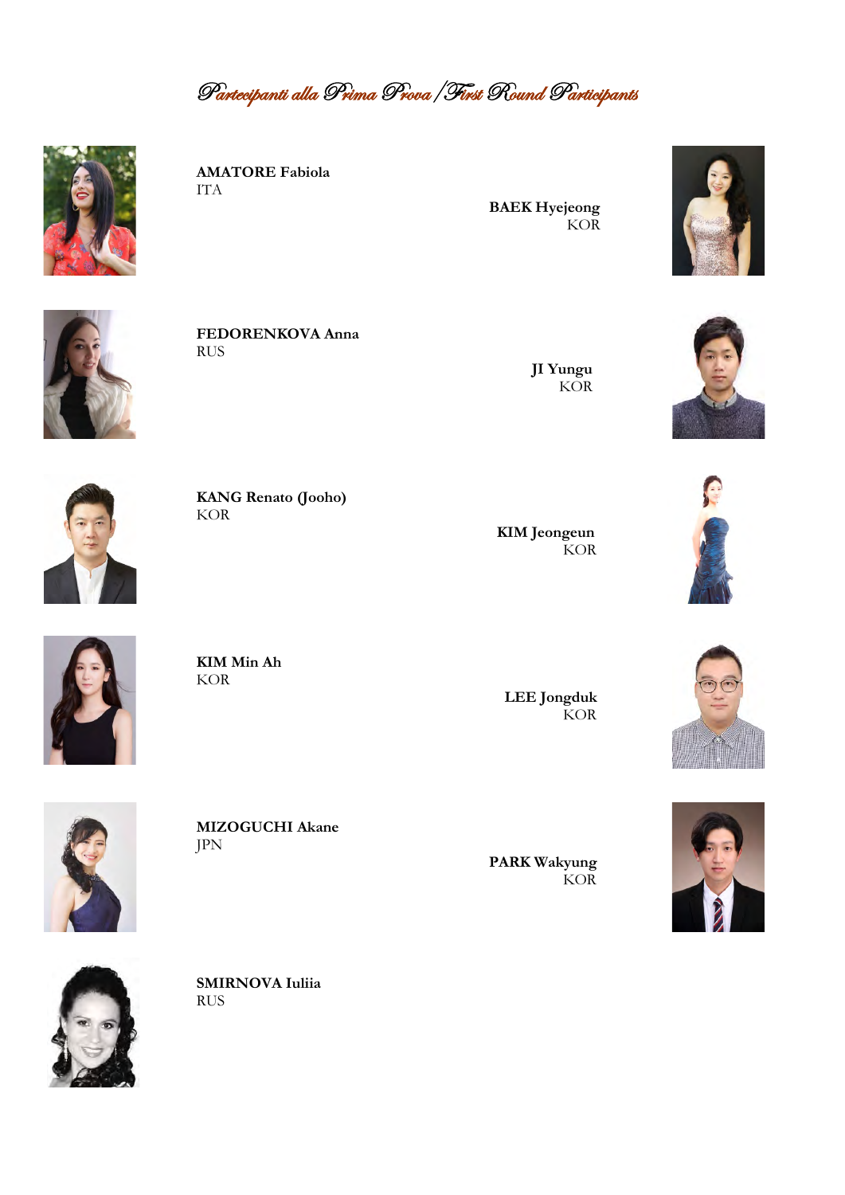# Partecipanti alla Prima Prova / First Round Participants

**AMATORE Fabiola**
ITA

**BAEK Hyejeong**
KOR

**FEDORENKOVA Anna**
RUS

**JI Yungu**
KOR

**KANG Renato (Jooho)**
KOR

**KIM Jeongeun**
KOR

**KIM Min Ah**
KOR

**LEE Jongduk**
KOR

**MIZOGUCHI Akane**
JPN

**PARK Wakyung**
KOR

**SMIRNOVA Iuliia**
RUS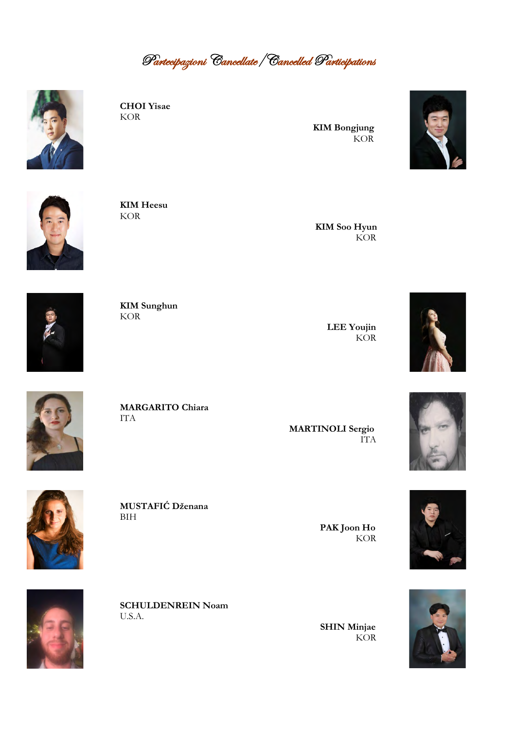# Partecipazioni Cancellate / Cancelled Participations

**CHOI Yisae**
KOR

**KIM Bongjung**
KOR

**KIM Heesu**
KOR

**KIM Soo Hyun**
KOR

**KIM Sunghun**
KOR

**LEE Youjin**
KOR

**MARGARITO Chiara**
ITA

**MARTINOLI Sergio**
ITA

**MUSTAFIĆ Dženana**
BIH

**PAK Joon Ho**
KOR

**SCHULDENREIN Noam**
U.S.A.

**SHIN Minjae**
KOR